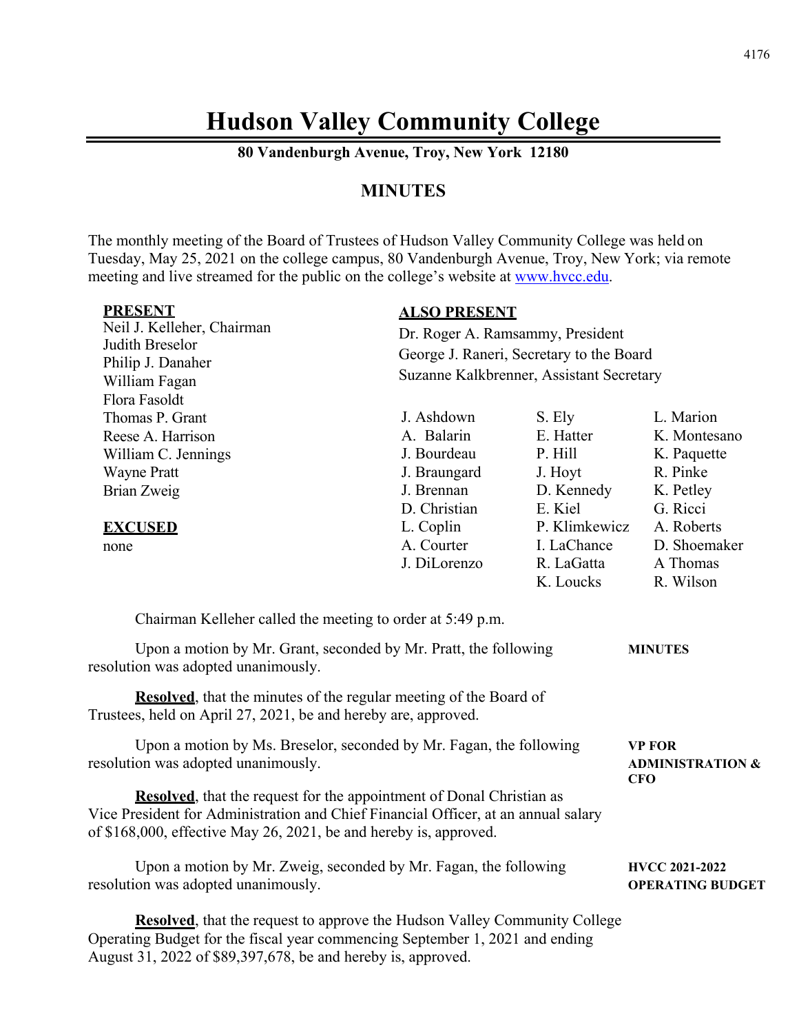# Hudson Valley Community College

**80 Vandenburgh Avenue, Troy, New York 12180**

## MINUTES

The monthly meeting of the Board of Trustees of Hudson Valley Community College was held on Tuesday, May 25, 2021 on the college campus, 80 Vandenburgh Avenue, Troy, New York; via remote meeting and live streamed for the public on the college's website at www.hvcc.edu.

**PRESENT**

Neil J. Kelleher, Chairman
Judith Breselor
Philip J. Danaher
William Fagan
Flora Fasoldt
Thomas P. Grant
Reese A. Harrison
William C. Jennings
Wayne Pratt
Brian Zweig

**EXCUSED**

none

**ALSO PRESENT**

Dr. Roger A. Ramsammy, President
George J. Raneri, Secretary to the Board
Suzanne Kalkbrenner, Assistant Secretary

| | | |
|---|---|---|
| J. Ashdown | S. Ely | L. Marion |
| A. Balarin | E. Hatter | K. Montesano |
| J. Bourdeau | P. Hill | K. Paquette |
| J. Braungard | J. Hoyt | R. Pinke |
| J. Brennan | D. Kennedy | K. Petley |
| D. Christian | E. Kiel | G. Ricci |
| L. Coplin | P. Klimkewicz | A. Roberts |
| A. Courter | I. LaChance | D. Shoemaker |
| J. DiLorenzo | R. LaGatta | A Thomas |
| | K. Loucks | R. Wilson |

Chairman Kelleher called the meeting to order at 5:49 p.m.

**MINUTES**

Upon a motion by Mr. Grant, seconded by Mr. Pratt, the following resolution was adopted unanimously.

**Resolved**, that the minutes of the regular meeting of the Board of Trustees, held on April 27, 2021, be and hereby are, approved.

**VP FOR ADMINISTRATION & CFO**

Upon a motion by Ms. Breselor, seconded by Mr. Fagan, the following resolution was adopted unanimously.

**Resolved**, that the request for the appointment of Donal Christian as Vice President for Administration and Chief Financial Officer, at an annual salary of $168,000, effective May 26, 2021, be and hereby is, approved.

**HVCC 2021-2022 OPERATING BUDGET**

Upon a motion by Mr. Zweig, seconded by Mr. Fagan, the following resolution was adopted unanimously.

**Resolved**, that the request to approve the Hudson Valley Community College Operating Budget for the fiscal year commencing September 1, 2021 and ending August 31, 2022 of $89,397,678, be and hereby is, approved.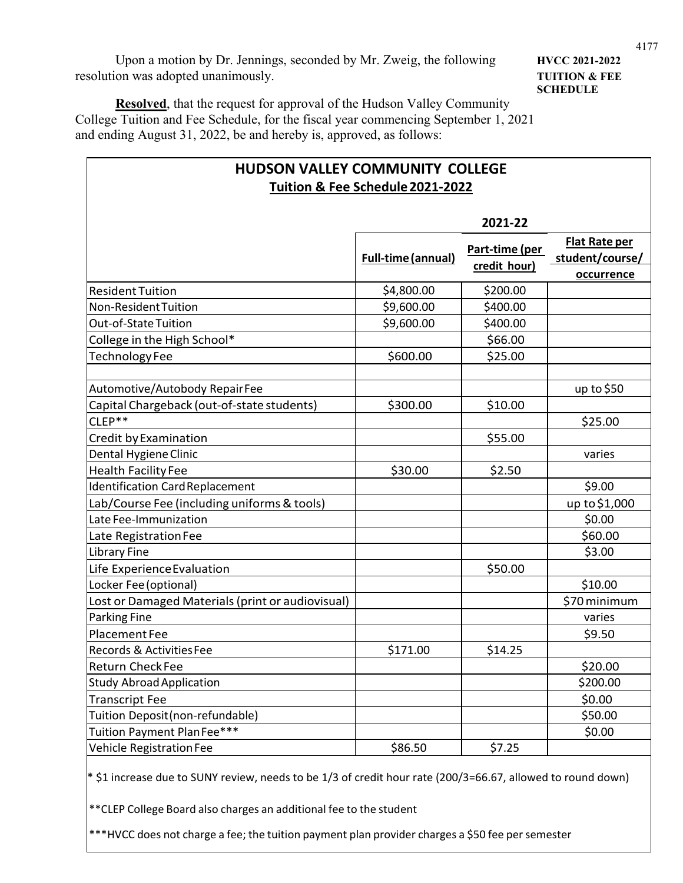Upon a motion by Dr. Jennings, seconded by Mr. Zweig, the following resolution was adopted unanimously.

**HVCC 2021-2022 TUITION & FEE SCHEDULE**

**Resolved**, that the request for approval of the Hudson Valley Community College Tuition and Fee Schedule, for the fiscal year commencing September 1, 2021 and ending August 31, 2022, be and hereby is, approved, as follows:

## HUDSON VALLEY COMMUNITY COLLEGE

**Tuition & Fee Schedule 2021-2022**

| | 2021-22 | | |
|---|---|---|---|
| | Full-time (annual) | Part-time (per credit hour) | Flat Rate per student/course/ occurrence |
| Resident Tuition | $4,800.00 | $200.00 | |
| Non-Resident Tuition | $9,600.00 | $400.00 | |
| Out-of-State Tuition | $9,600.00 | $400.00 | |
| College in the High School* | | $66.00 | |
| Technology Fee | $600.00 | $25.00 | |
| | | | |
| Automotive/Autobody Repair Fee | | | up to $50 |
| Capital Chargeback (out-of-state students) | $300.00 | $10.00 | |
| CLEP** | | | $25.00 |
| Credit by Examination | | $55.00 | |
| Dental Hygiene Clinic | | | varies |
| Health Facility Fee | $30.00 | $2.50 | |
| Identification Card Replacement | | | $9.00 |
| Lab/Course Fee (including uniforms & tools) | | | up to $1,000 |
| Late Fee-Immunization | | | $0.00 |
| Late Registration Fee | | | $60.00 |
| Library Fine | | | $3.00 |
| Life Experience Evaluation | | $50.00 | |
| Locker Fee (optional) | | | $10.00 |
| Lost or Damaged Materials (print or audiovisual) | | | $70 minimum |
| Parking Fine | | | varies |
| Placement Fee | | | $9.50 |
| Records & Activities Fee | $171.00 | $14.25 | |
| Return Check Fee | | | $20.00 |
| Study Abroad Application | | | $200.00 |
| Transcript Fee | | | $0.00 |
| Tuition Deposit (non-refundable) | | | $50.00 |
| Tuition Payment Plan Fee*** | | | $0.00 |
| Vehicle Registration Fee | $86.50 | $7.25 | |

* $1 increase due to SUNY review, needs to be 1/3 of credit hour rate (200/3=66.67, allowed to round down)

**CLEP College Board also charges an additional fee to the student

***HVCC does not charge a fee; the tuition payment plan provider charges a $50 fee per semester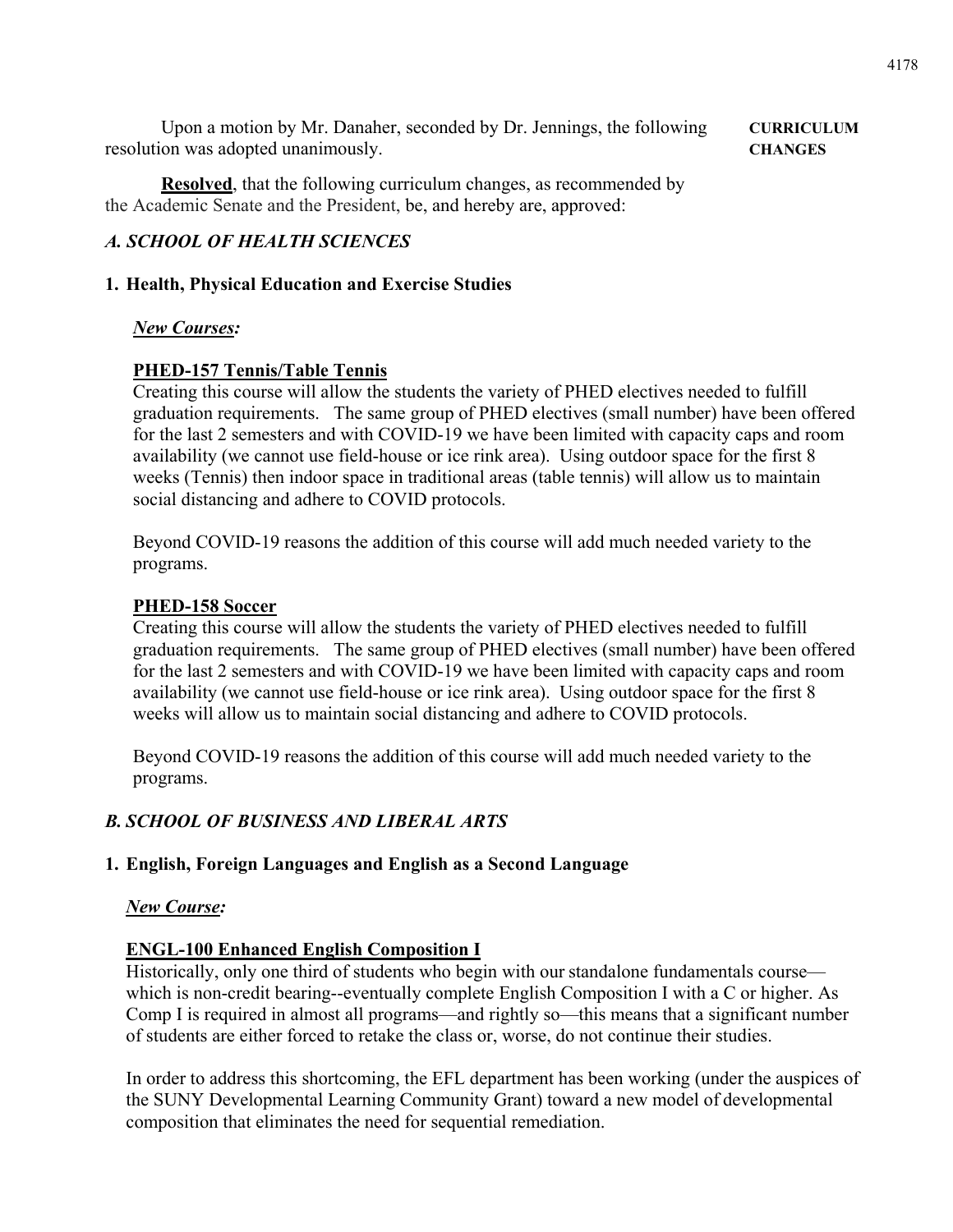Upon a motion by Mr. Danaher, seconded by Dr. Jennings, the following resolution was adopted unanimously.

**CURRICULUM CHANGES**

**Resolved**, that the following curriculum changes, as recommended by the Academic Senate and the President, be, and hereby are, approved:

## *A. SCHOOL OF HEALTH SCIENCES*

### 1. Health, Physical Education and Exercise Studies

***New Courses:***

**PHED-157 Tennis/Table Tennis**

Creating this course will allow the students the variety of PHED electives needed to fulfill graduation requirements. The same group of PHED electives (small number) have been offered for the last 2 semesters and with COVID-19 we have been limited with capacity caps and room availability (we cannot use field-house or ice rink area). Using outdoor space for the first 8 weeks (Tennis) then indoor space in traditional areas (table tennis) will allow us to maintain social distancing and adhere to COVID protocols.

Beyond COVID-19 reasons the addition of this course will add much needed variety to the programs.

**PHED-158 Soccer**

Creating this course will allow the students the variety of PHED electives needed to fulfill graduation requirements. The same group of PHED electives (small number) have been offered for the last 2 semesters and with COVID-19 we have been limited with capacity caps and room availability (we cannot use field-house or ice rink area). Using outdoor space for the first 8 weeks will allow us to maintain social distancing and adhere to COVID protocols.

Beyond COVID-19 reasons the addition of this course will add much needed variety to the programs.

## *B. SCHOOL OF BUSINESS AND LIBERAL ARTS*

### 1. English, Foreign Languages and English as a Second Language

***New Course:***

**ENGL-100 Enhanced English Composition I**

Historically, only one third of students who begin with our standalone fundamentals course—which is non-credit bearing--eventually complete English Composition I with a C or higher. As Comp I is required in almost all programs—and rightly so—this means that a significant number of students are either forced to retake the class or, worse, do not continue their studies.

In order to address this shortcoming, the EFL department has been working (under the auspices of the SUNY Developmental Learning Community Grant) toward a new model of developmental composition that eliminates the need for sequential remediation.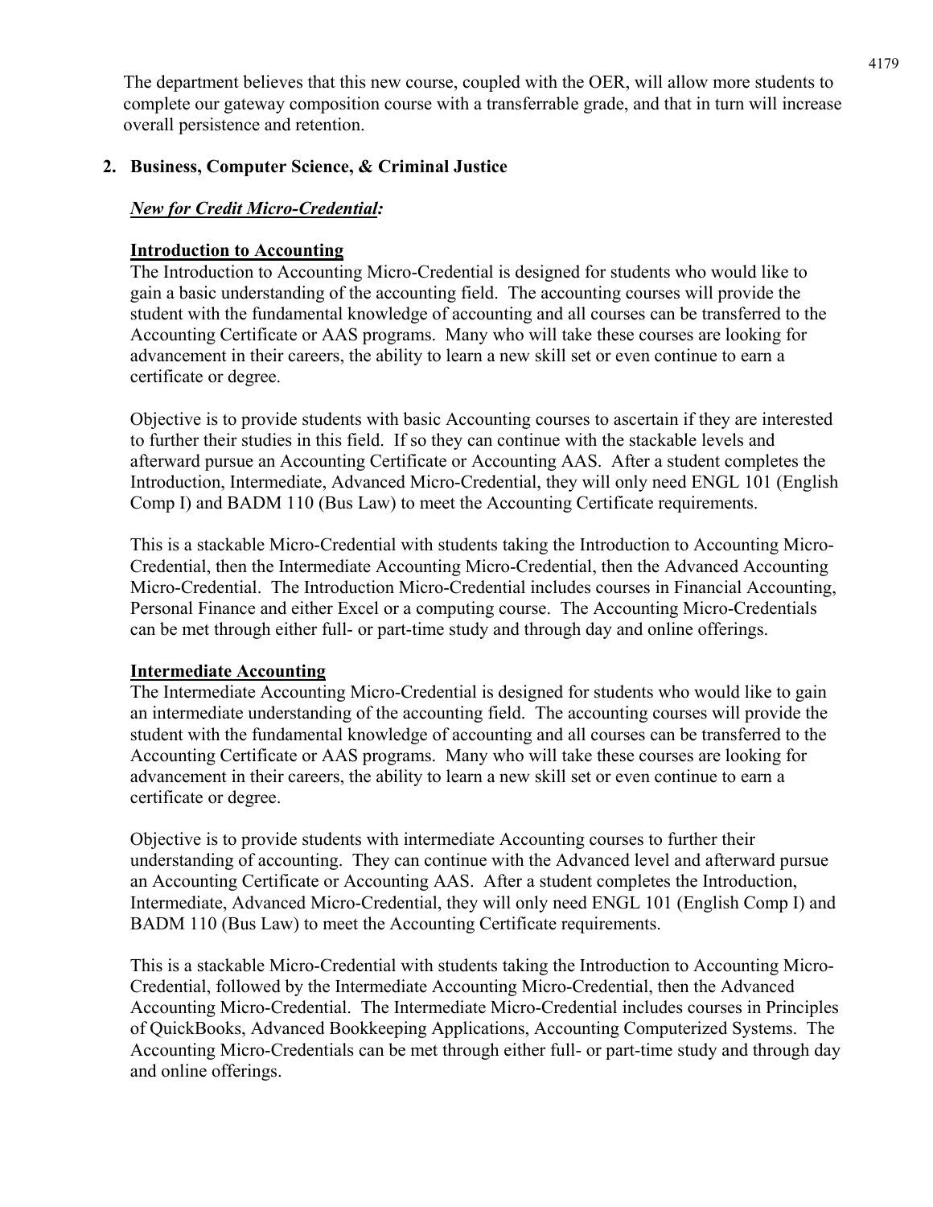The department believes that this new course, coupled with the OER, will allow more students to complete our gateway composition course with a transferrable grade, and that in turn will increase overall persistence and retention.

2. **Business, Computer Science, & Criminal Justice**

***New for Credit Micro-Credential:***

**Introduction to Accounting**

The Introduction to Accounting Micro-Credential is designed for students who would like to gain a basic understanding of the accounting field. The accounting courses will provide the student with the fundamental knowledge of accounting and all courses can be transferred to the Accounting Certificate or AAS programs. Many who will take these courses are looking for advancement in their careers, the ability to learn a new skill set or even continue to earn a certificate or degree.

Objective is to provide students with basic Accounting courses to ascertain if they are interested to further their studies in this field. If so they can continue with the stackable levels and afterward pursue an Accounting Certificate or Accounting AAS. After a student completes the Introduction, Intermediate, Advanced Micro-Credential, they will only need ENGL 101 (English Comp I) and BADM 110 (Bus Law) to meet the Accounting Certificate requirements.

This is a stackable Micro-Credential with students taking the Introduction to Accounting Micro-Credential, then the Intermediate Accounting Micro-Credential, then the Advanced Accounting Micro-Credential. The Introduction Micro-Credential includes courses in Financial Accounting, Personal Finance and either Excel or a computing course. The Accounting Micro-Credentials can be met through either full- or part-time study and through day and online offerings.

**Intermediate Accounting**

The Intermediate Accounting Micro-Credential is designed for students who would like to gain an intermediate understanding of the accounting field. The accounting courses will provide the student with the fundamental knowledge of accounting and all courses can be transferred to the Accounting Certificate or AAS programs. Many who will take these courses are looking for advancement in their careers, the ability to learn a new skill set or even continue to earn a certificate or degree.

Objective is to provide students with intermediate Accounting courses to further their understanding of accounting. They can continue with the Advanced level and afterward pursue an Accounting Certificate or Accounting AAS. After a student completes the Introduction, Intermediate, Advanced Micro-Credential, they will only need ENGL 101 (English Comp I) and BADM 110 (Bus Law) to meet the Accounting Certificate requirements.

This is a stackable Micro-Credential with students taking the Introduction to Accounting Micro-Credential, followed by the Intermediate Accounting Micro-Credential, then the Advanced Accounting Micro-Credential. The Intermediate Micro-Credential includes courses in Principles of QuickBooks, Advanced Bookkeeping Applications, Accounting Computerized Systems. The Accounting Micro-Credentials can be met through either full- or part-time study and through day and online offerings.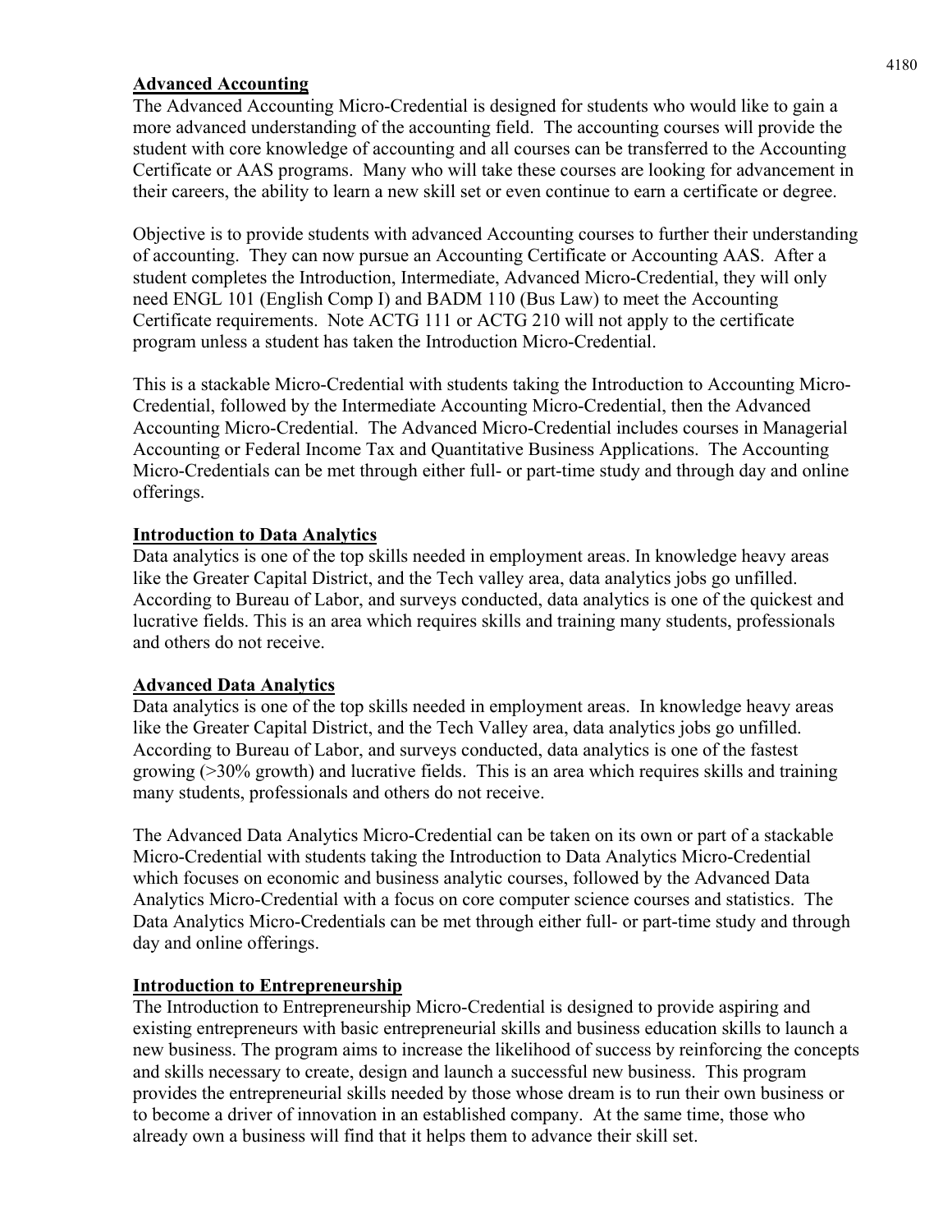## Advanced Accounting

The Advanced Accounting Micro-Credential is designed for students who would like to gain a more advanced understanding of the accounting field. The accounting courses will provide the student with core knowledge of accounting and all courses can be transferred to the Accounting Certificate or AAS programs. Many who will take these courses are looking for advancement in their careers, the ability to learn a new skill set or even continue to earn a certificate or degree.

Objective is to provide students with advanced Accounting courses to further their understanding of accounting. They can now pursue an Accounting Certificate or Accounting AAS. After a student completes the Introduction, Intermediate, Advanced Micro-Credential, they will only need ENGL 101 (English Comp I) and BADM 110 (Bus Law) to meet the Accounting Certificate requirements. Note ACTG 111 or ACTG 210 will not apply to the certificate program unless a student has taken the Introduction Micro-Credential.

This is a stackable Micro-Credential with students taking the Introduction to Accounting Micro-Credential, followed by the Intermediate Accounting Micro-Credential, then the Advanced Accounting Micro-Credential. The Advanced Micro-Credential includes courses in Managerial Accounting or Federal Income Tax and Quantitative Business Applications. The Accounting Micro-Credentials can be met through either full- or part-time study and through day and online offerings.

## Introduction to Data Analytics

Data analytics is one of the top skills needed in employment areas. In knowledge heavy areas like the Greater Capital District, and the Tech valley area, data analytics jobs go unfilled. According to Bureau of Labor, and surveys conducted, data analytics is one of the quickest and lucrative fields. This is an area which requires skills and training many students, professionals and others do not receive.

## Advanced Data Analytics

Data analytics is one of the top skills needed in employment areas. In knowledge heavy areas like the Greater Capital District, and the Tech Valley area, data analytics jobs go unfilled. According to Bureau of Labor, and surveys conducted, data analytics is one of the fastest growing (>30% growth) and lucrative fields. This is an area which requires skills and training many students, professionals and others do not receive.

The Advanced Data Analytics Micro-Credential can be taken on its own or part of a stackable Micro-Credential with students taking the Introduction to Data Analytics Micro-Credential which focuses on economic and business analytic courses, followed by the Advanced Data Analytics Micro-Credential with a focus on core computer science courses and statistics. The Data Analytics Micro-Credentials can be met through either full- or part-time study and through day and online offerings.

## Introduction to Entrepreneurship

The Introduction to Entrepreneurship Micro-Credential is designed to provide aspiring and existing entrepreneurs with basic entrepreneurial skills and business education skills to launch a new business. The program aims to increase the likelihood of success by reinforcing the concepts and skills necessary to create, design and launch a successful new business. This program provides the entrepreneurial skills needed by those whose dream is to run their own business or to become a driver of innovation in an established company. At the same time, those who already own a business will find that it helps them to advance their skill set.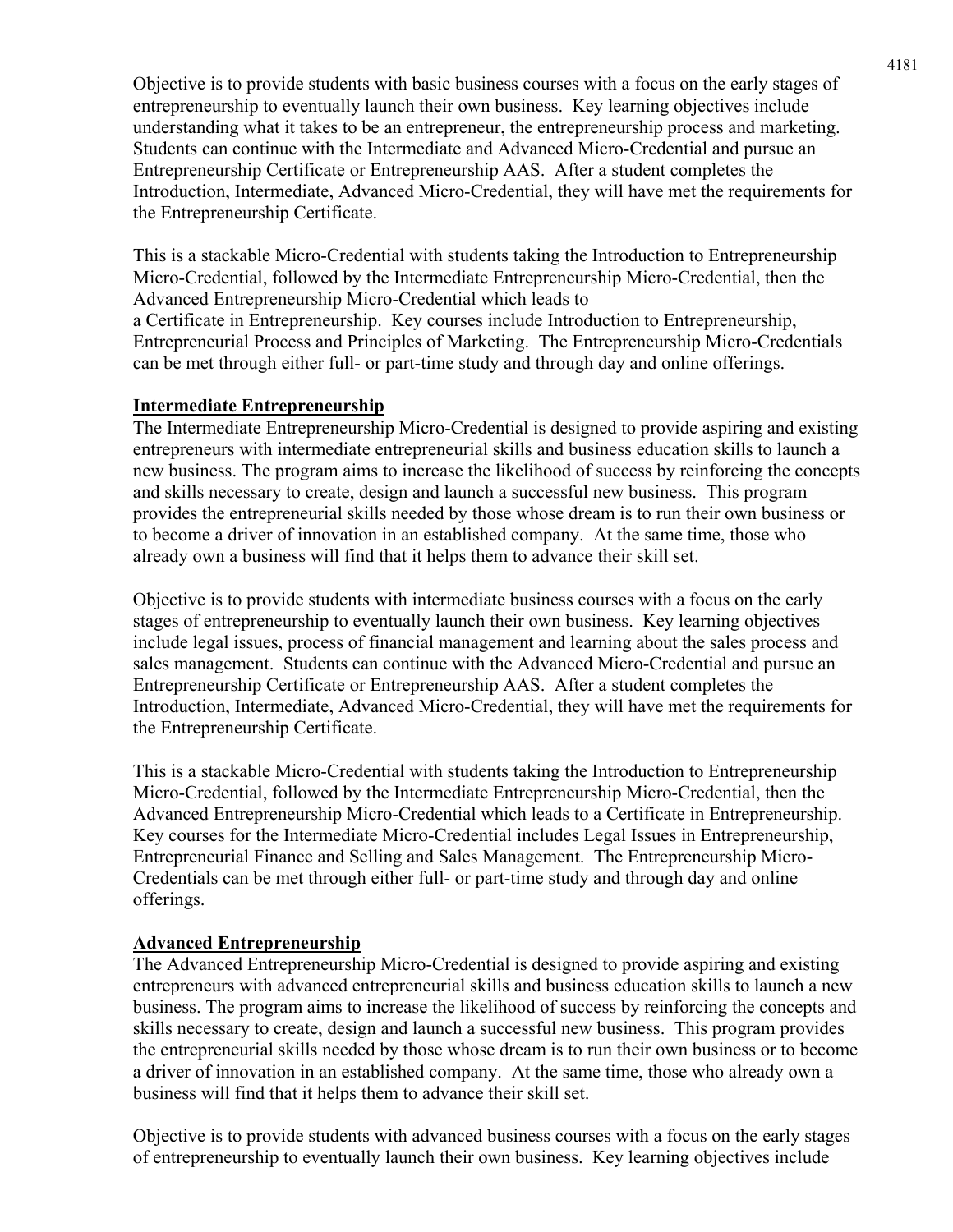Objective is to provide students with basic business courses with a focus on the early stages of entrepreneurship to eventually launch their own business. Key learning objectives include understanding what it takes to be an entrepreneur, the entrepreneurship process and marketing. Students can continue with the Intermediate and Advanced Micro-Credential and pursue an Entrepreneurship Certificate or Entrepreneurship AAS. After a student completes the Introduction, Intermediate, Advanced Micro-Credential, they will have met the requirements for the Entrepreneurship Certificate.

This is a stackable Micro-Credential with students taking the Introduction to Entrepreneurship Micro-Credential, followed by the Intermediate Entrepreneurship Micro-Credential, then the Advanced Entrepreneurship Micro-Credential which leads to a Certificate in Entrepreneurship. Key courses include Introduction to Entrepreneurship, Entrepreneurial Process and Principles of Marketing. The Entrepreneurship Micro-Credentials can be met through either full- or part-time study and through day and online offerings.

**Intermediate Entrepreneurship**

The Intermediate Entrepreneurship Micro-Credential is designed to provide aspiring and existing entrepreneurs with intermediate entrepreneurial skills and business education skills to launch a new business. The program aims to increase the likelihood of success by reinforcing the concepts and skills necessary to create, design and launch a successful new business. This program provides the entrepreneurial skills needed by those whose dream is to run their own business or to become a driver of innovation in an established company. At the same time, those who already own a business will find that it helps them to advance their skill set.

Objective is to provide students with intermediate business courses with a focus on the early stages of entrepreneurship to eventually launch their own business. Key learning objectives include legal issues, process of financial management and learning about the sales process and sales management. Students can continue with the Advanced Micro-Credential and pursue an Entrepreneurship Certificate or Entrepreneurship AAS. After a student completes the Introduction, Intermediate, Advanced Micro-Credential, they will have met the requirements for the Entrepreneurship Certificate.

This is a stackable Micro-Credential with students taking the Introduction to Entrepreneurship Micro-Credential, followed by the Intermediate Entrepreneurship Micro-Credential, then the Advanced Entrepreneurship Micro-Credential which leads to a Certificate in Entrepreneurship. Key courses for the Intermediate Micro-Credential includes Legal Issues in Entrepreneurship, Entrepreneurial Finance and Selling and Sales Management. The Entrepreneurship Micro-Credentials can be met through either full- or part-time study and through day and online offerings.

**Advanced Entrepreneurship**

The Advanced Entrepreneurship Micro-Credential is designed to provide aspiring and existing entrepreneurs with advanced entrepreneurial skills and business education skills to launch a new business. The program aims to increase the likelihood of success by reinforcing the concepts and skills necessary to create, design and launch a successful new business. This program provides the entrepreneurial skills needed by those whose dream is to run their own business or to become a driver of innovation in an established company. At the same time, those who already own a business will find that it helps them to advance their skill set.

Objective is to provide students with advanced business courses with a focus on the early stages of entrepreneurship to eventually launch their own business. Key learning objectives include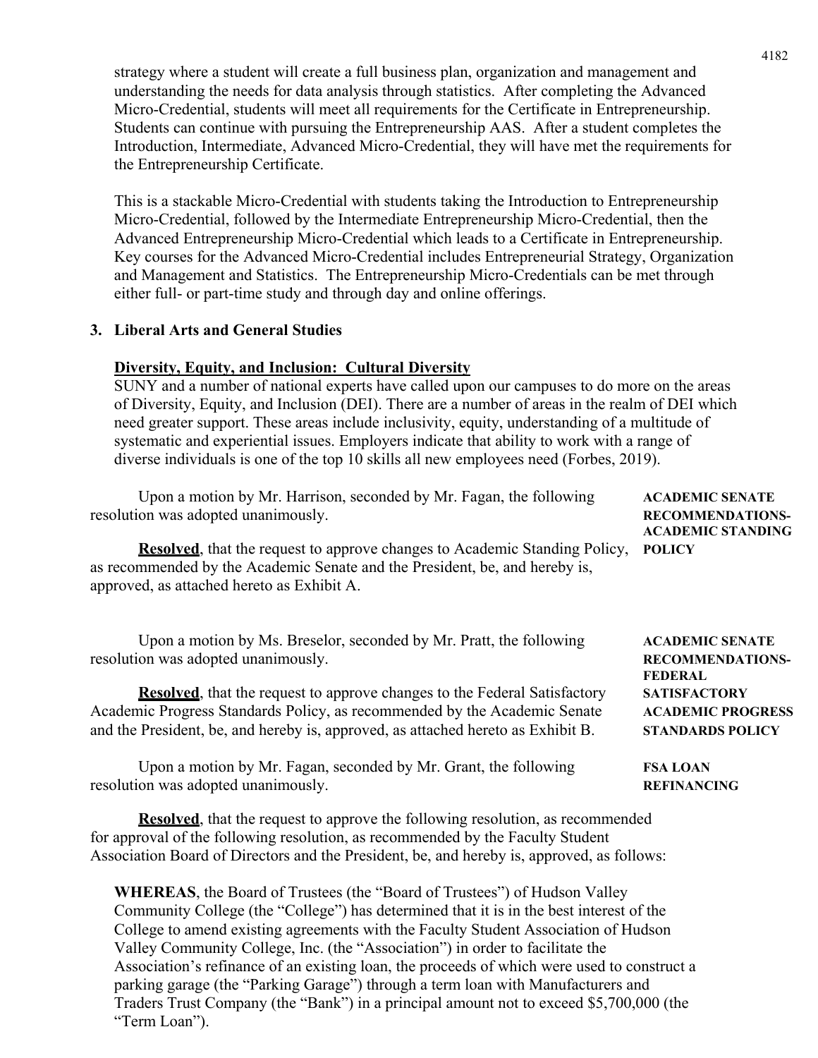strategy where a student will create a full business plan, organization and management and understanding the needs for data analysis through statistics. After completing the Advanced Micro-Credential, students will meet all requirements for the Certificate in Entrepreneurship. Students can continue with pursuing the Entrepreneurship AAS. After a student completes the Introduction, Intermediate, Advanced Micro-Credential, they will have met the requirements for the Entrepreneurship Certificate.

This is a stackable Micro-Credential with students taking the Introduction to Entrepreneurship Micro-Credential, followed by the Intermediate Entrepreneurship Micro-Credential, then the Advanced Entrepreneurship Micro-Credential which leads to a Certificate in Entrepreneurship. Key courses for the Advanced Micro-Credential includes Entrepreneurial Strategy, Organization and Management and Statistics. The Entrepreneurship Micro-Credentials can be met through either full- or part-time study and through day and online offerings.

**3. Liberal Arts and General Studies**

**Diversity, Equity, and Inclusion: Cultural Diversity**

SUNY and a number of national experts have called upon our campuses to do more on the areas of Diversity, Equity, and Inclusion (DEI). There are a number of areas in the realm of DEI which need greater support. These areas include inclusivity, equity, understanding of a multitude of systematic and experiential issues. Employers indicate that ability to work with a range of diverse individuals is one of the top 10 skills all new employees need (Forbes, 2019).

**ACADEMIC SENATE RECOMMENDATIONS- ACADEMIC STANDING POLICY**

Upon a motion by Mr. Harrison, seconded by Mr. Fagan, the following resolution was adopted unanimously.

**Resolved**, that the request to approve changes to Academic Standing Policy, as recommended by the Academic Senate and the President, be, and hereby is, approved, as attached hereto as Exhibit A.

**ACADEMIC SENATE RECOMMENDATIONS- FEDERAL SATISFACTORY ACADEMIC PROGRESS STANDARDS POLICY**

Upon a motion by Ms. Breselor, seconded by Mr. Pratt, the following resolution was adopted unanimously.

**Resolved**, that the request to approve changes to the Federal Satisfactory Academic Progress Standards Policy, as recommended by the Academic Senate and the President, be, and hereby is, approved, as attached hereto as Exhibit B.

**FSA LOAN REFINANCING**

Upon a motion by Mr. Fagan, seconded by Mr. Grant, the following resolution was adopted unanimously.

**Resolved**, that the request to approve the following resolution, as recommended for approval of the following resolution, as recommended by the Faculty Student Association Board of Directors and the President, be, and hereby is, approved, as follows:

**WHEREAS**, the Board of Trustees (the "Board of Trustees") of Hudson Valley Community College (the "College") has determined that it is in the best interest of the College to amend existing agreements with the Faculty Student Association of Hudson Valley Community College, Inc. (the "Association") in order to facilitate the Association's refinance of an existing loan, the proceeds of which were used to construct a parking garage (the "Parking Garage") through a term loan with Manufacturers and Traders Trust Company (the "Bank") in a principal amount not to exceed $5,700,000 (the "Term Loan").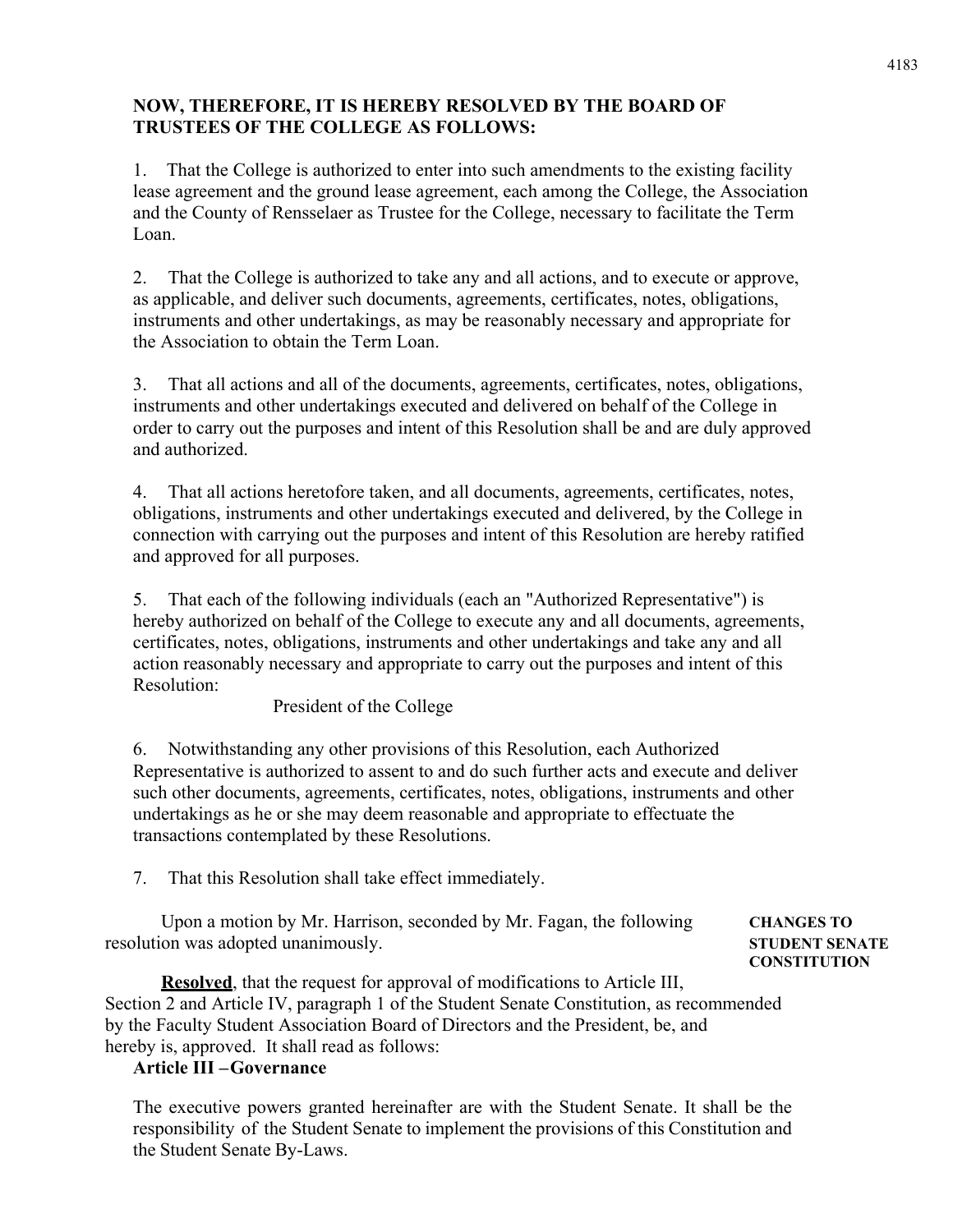**NOW, THEREFORE, IT IS HEREBY RESOLVED BY THE BOARD OF TRUSTEES OF THE COLLEGE AS FOLLOWS:**

1. That the College is authorized to enter into such amendments to the existing facility lease agreement and the ground lease agreement, each among the College, the Association and the County of Rensselaer as Trustee for the College, necessary to facilitate the Term Loan.

2. That the College is authorized to take any and all actions, and to execute or approve, as applicable, and deliver such documents, agreements, certificates, notes, obligations, instruments and other undertakings, as may be reasonably necessary and appropriate for the Association to obtain the Term Loan.

3. That all actions and all of the documents, agreements, certificates, notes, obligations, instruments and other undertakings executed and delivered on behalf of the College in order to carry out the purposes and intent of this Resolution shall be and are duly approved and authorized.

4. That all actions heretofore taken, and all documents, agreements, certificates, notes, obligations, instruments and other undertakings executed and delivered, by the College in connection with carrying out the purposes and intent of this Resolution are hereby ratified and approved for all purposes.

5. That each of the following individuals (each an "Authorized Representative") is hereby authorized on behalf of the College to execute any and all documents, agreements, certificates, notes, obligations, instruments and other undertakings and take any and all action reasonably necessary and appropriate to carry out the purposes and intent of this Resolution:

   President of the College

6. Notwithstanding any other provisions of this Resolution, each Authorized Representative is authorized to assent to and do such further acts and execute and deliver such other documents, agreements, certificates, notes, obligations, instruments and other undertakings as he or she may deem reasonable and appropriate to effectuate the transactions contemplated by these Resolutions.

7. That this Resolution shall take effect immediately.

**CHANGES TO STUDENT SENATE CONSTITUTION**

Upon a motion by Mr. Harrison, seconded by Mr. Fagan, the following resolution was adopted unanimously.

**Resolved**, that the request for approval of modifications to Article III, Section 2 and Article IV, paragraph 1 of the Student Senate Constitution, as recommended by the Faculty Student Association Board of Directors and the President, be, and hereby is, approved. It shall read as follows:

**Article III – Governance**

The executive powers granted hereinafter are with the Student Senate. It shall be the responsibility of the Student Senate to implement the provisions of this Constitution and the Student Senate By-Laws.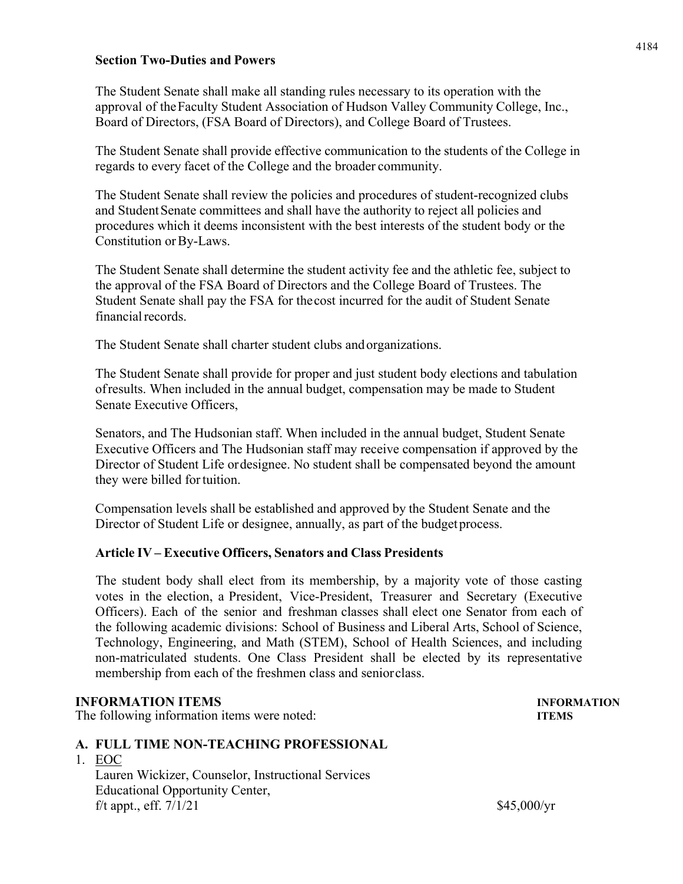**Section Two-Duties and Powers**

The Student Senate shall make all standing rules necessary to its operation with the approval of the Faculty Student Association of Hudson Valley Community College, Inc., Board of Directors, (FSA Board of Directors), and College Board of Trustees.

The Student Senate shall provide effective communication to the students of the College in regards to every facet of the College and the broader community.

The Student Senate shall review the policies and procedures of student-recognized clubs and Student Senate committees and shall have the authority to reject all policies and procedures which it deems inconsistent with the best interests of the student body or the Constitution or By-Laws.

The Student Senate shall determine the student activity fee and the athletic fee, subject to the approval of the FSA Board of Directors and the College Board of Trustees. The Student Senate shall pay the FSA for the cost incurred for the audit of Student Senate financial records.

The Student Senate shall charter student clubs and organizations.

The Student Senate shall provide for proper and just student body elections and tabulation of results. When included in the annual budget, compensation may be made to Student Senate Executive Officers,

Senators, and The Hudsonian staff. When included in the annual budget, Student Senate Executive Officers and The Hudsonian staff may receive compensation if approved by the Director of Student Life or designee. No student shall be compensated beyond the amount they were billed for tuition.

Compensation levels shall be established and approved by the Student Senate and the Director of Student Life or designee, annually, as part of the budget process.

**Article IV – Executive Officers, Senators and Class Presidents**

The student body shall elect from its membership, by a majority vote of those casting votes in the election, a President, Vice-President, Treasurer and Secretary (Executive Officers). Each of the senior and freshman classes shall elect one Senator from each of the following academic divisions: School of Business and Liberal Arts, School of Science, Technology, Engineering, and Math (STEM), School of Health Sciences, and including non-matriculated students. One Class President shall be elected by its representative membership from each of the freshmen class and senior class.

**INFORMATION ITEMS** — **INFORMATION ITEMS**

The following information items were noted:

**A. FULL TIME NON-TEACHING PROFESSIONAL**

1. EOC
   Lauren Wickizer, Counselor, Instructional Services
   Educational Opportunity Center,
   f/t appt., eff. 7/1/21 — $45,000/yr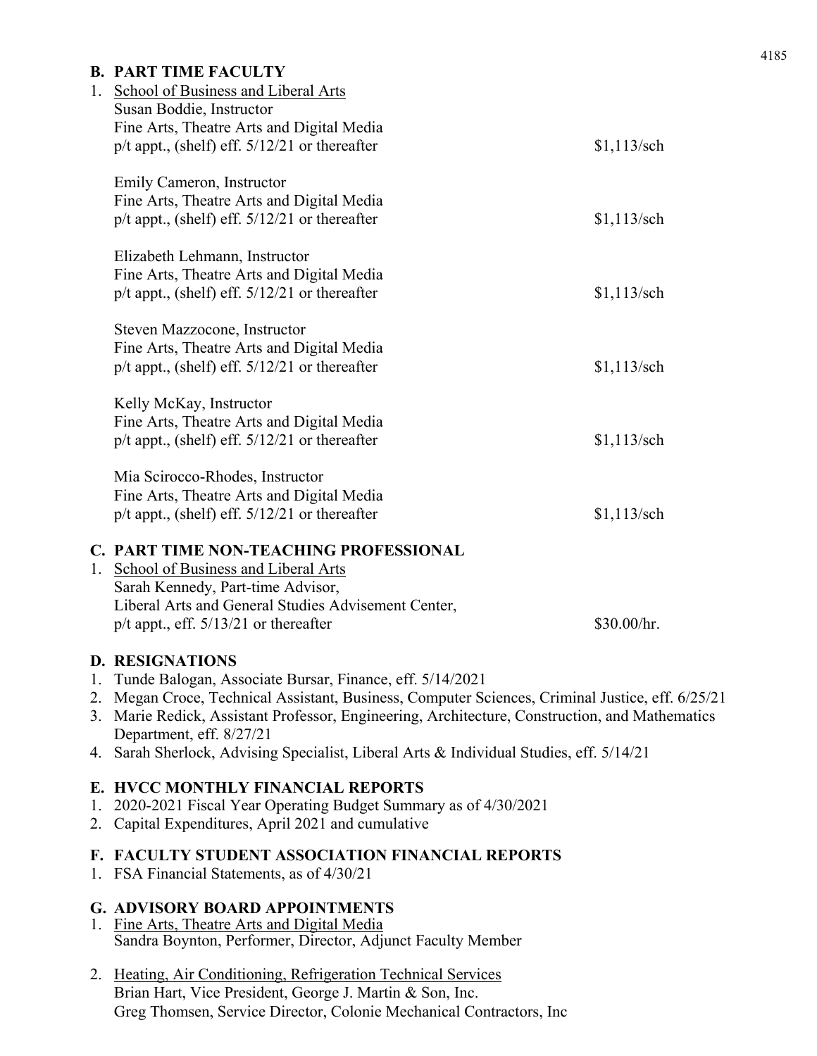## B. PART TIME FACULTY

1. School of Business and Liberal Arts

   Susan Boddie, Instructor
   Fine Arts, Theatre Arts and Digital Media
   p/t appt., (shelf) eff. 5/12/21 or thereafter — $1,113/sch

   Emily Cameron, Instructor
   Fine Arts, Theatre Arts and Digital Media
   p/t appt., (shelf) eff. 5/12/21 or thereafter — $1,113/sch

   Elizabeth Lehmann, Instructor
   Fine Arts, Theatre Arts and Digital Media
   p/t appt., (shelf) eff. 5/12/21 or thereafter — $1,113/sch

   Steven Mazzocone, Instructor
   Fine Arts, Theatre Arts and Digital Media
   p/t appt., (shelf) eff. 5/12/21 or thereafter — $1,113/sch

   Kelly McKay, Instructor
   Fine Arts, Theatre Arts and Digital Media
   p/t appt., (shelf) eff. 5/12/21 or thereafter — $1,113/sch

   Mia Scirocco-Rhodes, Instructor
   Fine Arts, Theatre Arts and Digital Media
   p/t appt., (shelf) eff. 5/12/21 or thereafter — $1,113/sch

## C. PART TIME NON-TEACHING PROFESSIONAL

1. School of Business and Liberal Arts

   Sarah Kennedy, Part-time Advisor,
   Liberal Arts and General Studies Advisement Center,
   p/t appt., eff. 5/13/21 or thereafter — $30.00/hr.

## D. RESIGNATIONS

1. Tunde Balogan, Associate Bursar, Finance, eff. 5/14/2021
2. Megan Croce, Technical Assistant, Business, Computer Sciences, Criminal Justice, eff. 6/25/21
3. Marie Redick, Assistant Professor, Engineering, Architecture, Construction, and Mathematics Department, eff. 8/27/21
4. Sarah Sherlock, Advising Specialist, Liberal Arts & Individual Studies, eff. 5/14/21

## E. HVCC MONTHLY FINANCIAL REPORTS

1. 2020-2021 Fiscal Year Operating Budget Summary as of 4/30/2021
2. Capital Expenditures, April 2021 and cumulative

## F. FACULTY STUDENT ASSOCIATION FINANCIAL REPORTS

1. FSA Financial Statements, as of 4/30/21

## G. ADVISORY BOARD APPOINTMENTS

1. Fine Arts, Theatre Arts and Digital Media

   Sandra Boynton, Performer, Director, Adjunct Faculty Member

2. Heating, Air Conditioning, Refrigeration Technical Services

   Brian Hart, Vice President, George J. Martin & Son, Inc.
   Greg Thomsen, Service Director, Colonie Mechanical Contractors, Inc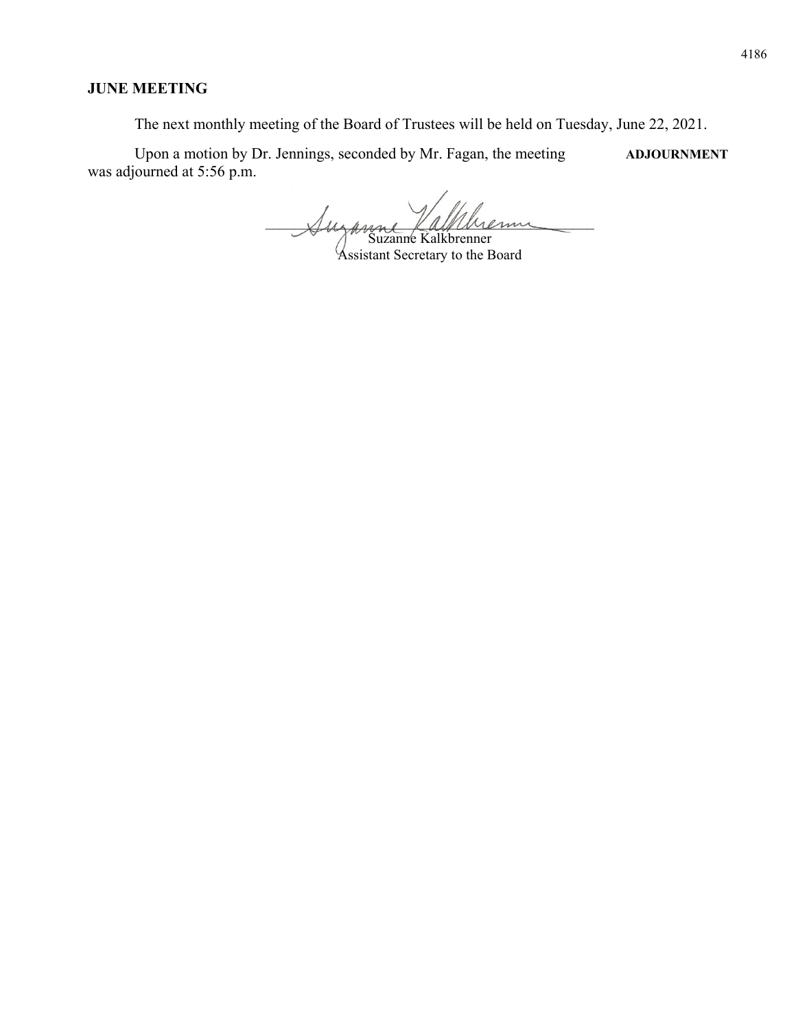**JUNE MEETING**

The next monthly meeting of the Board of Trustees will be held on Tuesday, June 22, 2021.

**ADJOURNMENT**

Upon a motion by Dr. Jennings, seconded by Mr. Fagan, the meeting was adjourned at 5:56 p.m.

Suzanne Kalkbrenner
Assistant Secretary to the Board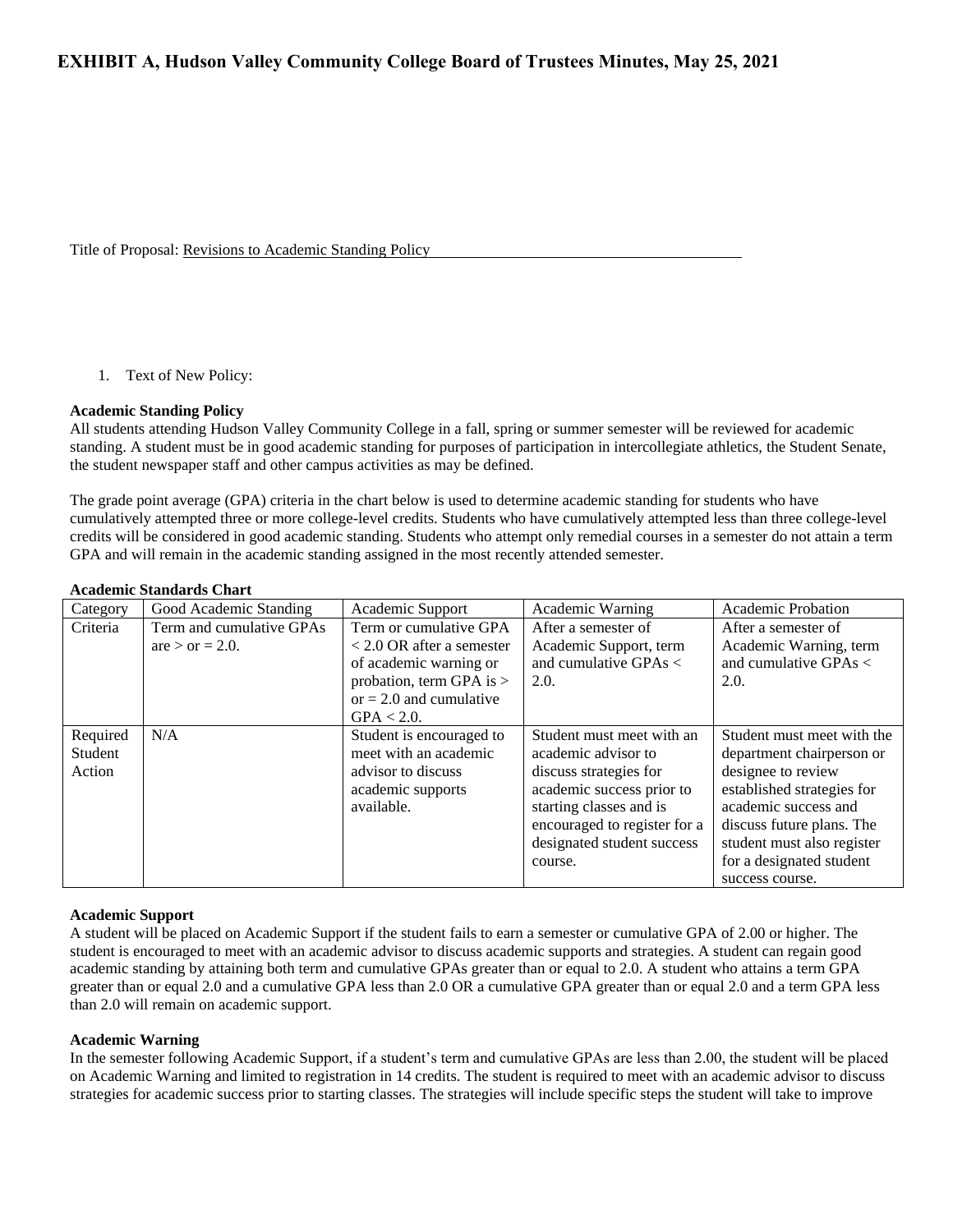# EXHIBIT A, Hudson Valley Community College Board of Trustees Minutes, May 25, 2021

Title of Proposal: Revisions to Academic Standing Policy

1. Text of New Policy:

**Academic Standing Policy**
All students attending Hudson Valley Community College in a fall, spring or summer semester will be reviewed for academic standing. A student must be in good academic standing for purposes of participation in intercollegiate athletics, the Student Senate, the student newspaper staff and other campus activities as may be defined.

The grade point average (GPA) criteria in the chart below is used to determine academic standing for students who have cumulatively attempted three or more college-level credits. Students who have cumulatively attempted less than three college-level credits will be considered in good academic standing. Students who attempt only remedial courses in a semester do not attain a term GPA and will remain in the academic standing assigned in the most recently attended semester.

**Academic Standards Chart**

| Category | Good Academic Standing | Academic Support | Academic Warning | Academic Probation |
|---|---|---|---|---|
| Criteria | Term and cumulative GPAs are > or = 2.0. | Term or cumulative GPA < 2.0 OR after a semester of academic warning or probation, term GPA is > or = 2.0 and cumulative GPA < 2.0. | After a semester of Academic Support, term and cumulative GPAs < 2.0. | After a semester of Academic Warning, term and cumulative GPAs < 2.0. |
| Required Student Action | N/A | Student is encouraged to meet with an academic advisor to discuss academic supports available. | Student must meet with an academic advisor to discuss strategies for academic success prior to starting classes and is encouraged to register for a designated student success course. | Student must meet with the department chairperson or designee to review established strategies for academic success and discuss future plans. The student must also register for a designated student success course. |

**Academic Support**
A student will be placed on Academic Support if the student fails to earn a semester or cumulative GPA of 2.00 or higher. The student is encouraged to meet with an academic advisor to discuss academic supports and strategies. A student can regain good academic standing by attaining both term and cumulative GPAs greater than or equal to 2.0. A student who attains a term GPA greater than or equal 2.0 and a cumulative GPA less than 2.0 OR a cumulative GPA greater than or equal 2.0 and a term GPA less than 2.0 will remain on academic support.

**Academic Warning**
In the semester following Academic Support, if a student's term and cumulative GPAs are less than 2.00, the student will be placed on Academic Warning and limited to registration in 14 credits. The student is required to meet with an academic advisor to discuss strategies for academic success prior to starting classes. The strategies will include specific steps the student will take to improve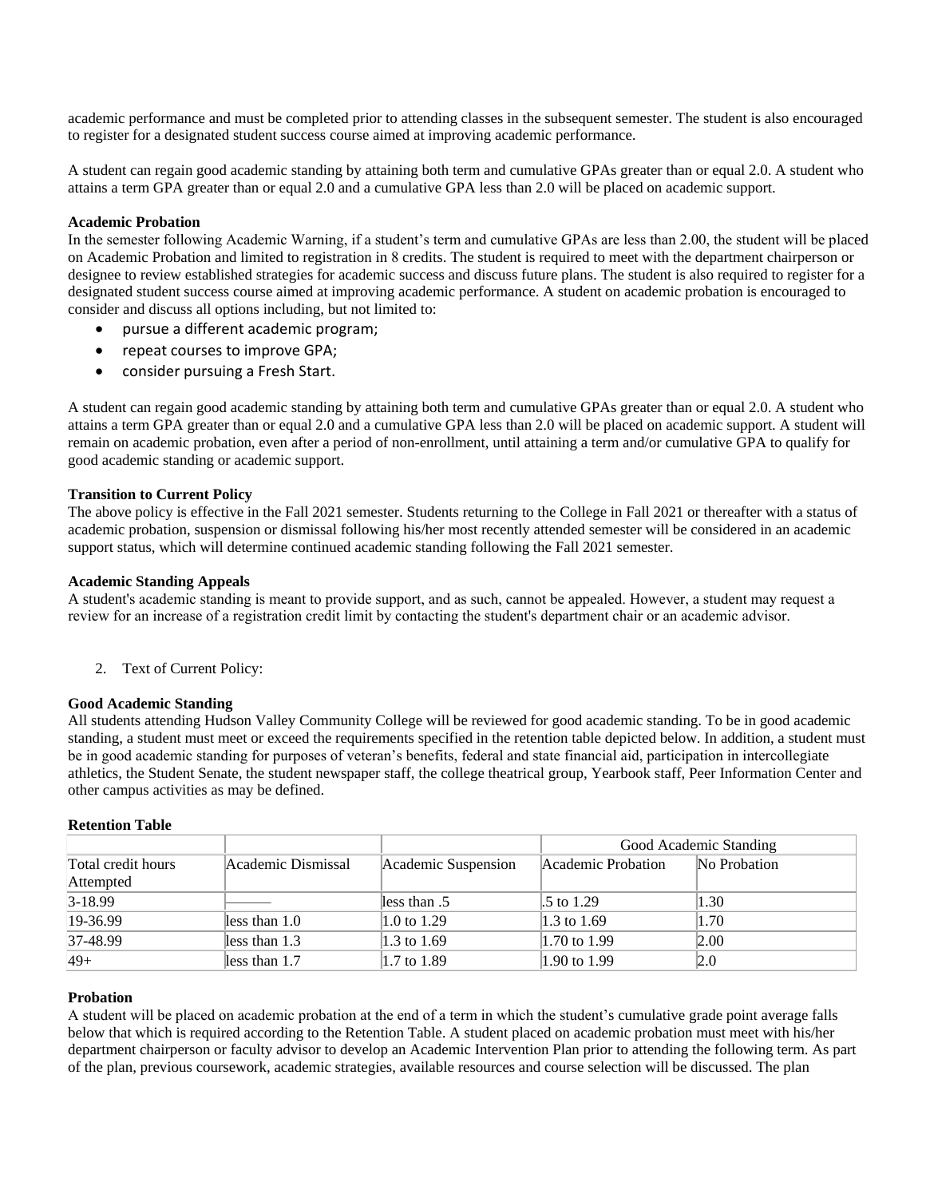academic performance and must be completed prior to attending classes in the subsequent semester. The student is also encouraged to register for a designated student success course aimed at improving academic performance.

A student can regain good academic standing by attaining both term and cumulative GPAs greater than or equal 2.0. A student who attains a term GPA greater than or equal 2.0 and a cumulative GPA less than 2.0 will be placed on academic support.

**Academic Probation**

In the semester following Academic Warning, if a student's term and cumulative GPAs are less than 2.00, the student will be placed on Academic Probation and limited to registration in 8 credits. The student is required to meet with the department chairperson or designee to review established strategies for academic success and discuss future plans. The student is also required to register for a designated student success course aimed at improving academic performance. A student on academic probation is encouraged to consider and discuss all options including, but not limited to:

- pursue a different academic program;
- repeat courses to improve GPA;
- consider pursuing a Fresh Start.

A student can regain good academic standing by attaining both term and cumulative GPAs greater than or equal 2.0. A student who attains a term GPA greater than or equal 2.0 and a cumulative GPA less than 2.0 will be placed on academic support. A student will remain on academic probation, even after a period of non-enrollment, until attaining a term and/or cumulative GPA to qualify for good academic standing or academic support.

**Transition to Current Policy**

The above policy is effective in the Fall 2021 semester. Students returning to the College in Fall 2021 or thereafter with a status of academic probation, suspension or dismissal following his/her most recently attended semester will be considered in an academic support status, which will determine continued academic standing following the Fall 2021 semester.

**Academic Standing Appeals**

A student's academic standing is meant to provide support, and as such, cannot be appealed. However, a student may request a review for an increase of a registration credit limit by contacting the student's department chair or an academic advisor.

2. Text of Current Policy:

**Good Academic Standing**

All students attending Hudson Valley Community College will be reviewed for good academic standing. To be in good academic standing, a student must meet or exceed the requirements specified in the retention table depicted below. In addition, a student must be in good academic standing for purposes of veteran's benefits, federal and state financial aid, participation in intercollegiate athletics, the Student Senate, the student newspaper staff, the college theatrical group, Yearbook staff, Peer Information Center and other campus activities as may be defined.

**Retention Table**

| | | | Good Academic Standing | |
|---|---|---|---|---|
| Total credit hours Attempted | Academic Dismissal | Academic Suspension | Academic Probation | No Probation |
| 3-18.99 | ——— | less than .5 | .5 to 1.29 | 1.30 |
| 19-36.99 | less than 1.0 | 1.0 to 1.29 | 1.3 to 1.69 | 1.70 |
| 37-48.99 | less than 1.3 | 1.3 to 1.69 | 1.70 to 1.99 | 2.00 |
| 49+ | less than 1.7 | 1.7 to 1.89 | 1.90 to 1.99 | 2.0 |

**Probation**

A student will be placed on academic probation at the end of a term in which the student's cumulative grade point average falls below that which is required according to the Retention Table. A student placed on academic probation must meet with his/her department chairperson or faculty advisor to develop an Academic Intervention Plan prior to attending the following term. As part of the plan, previous coursework, academic strategies, available resources and course selection will be discussed. The plan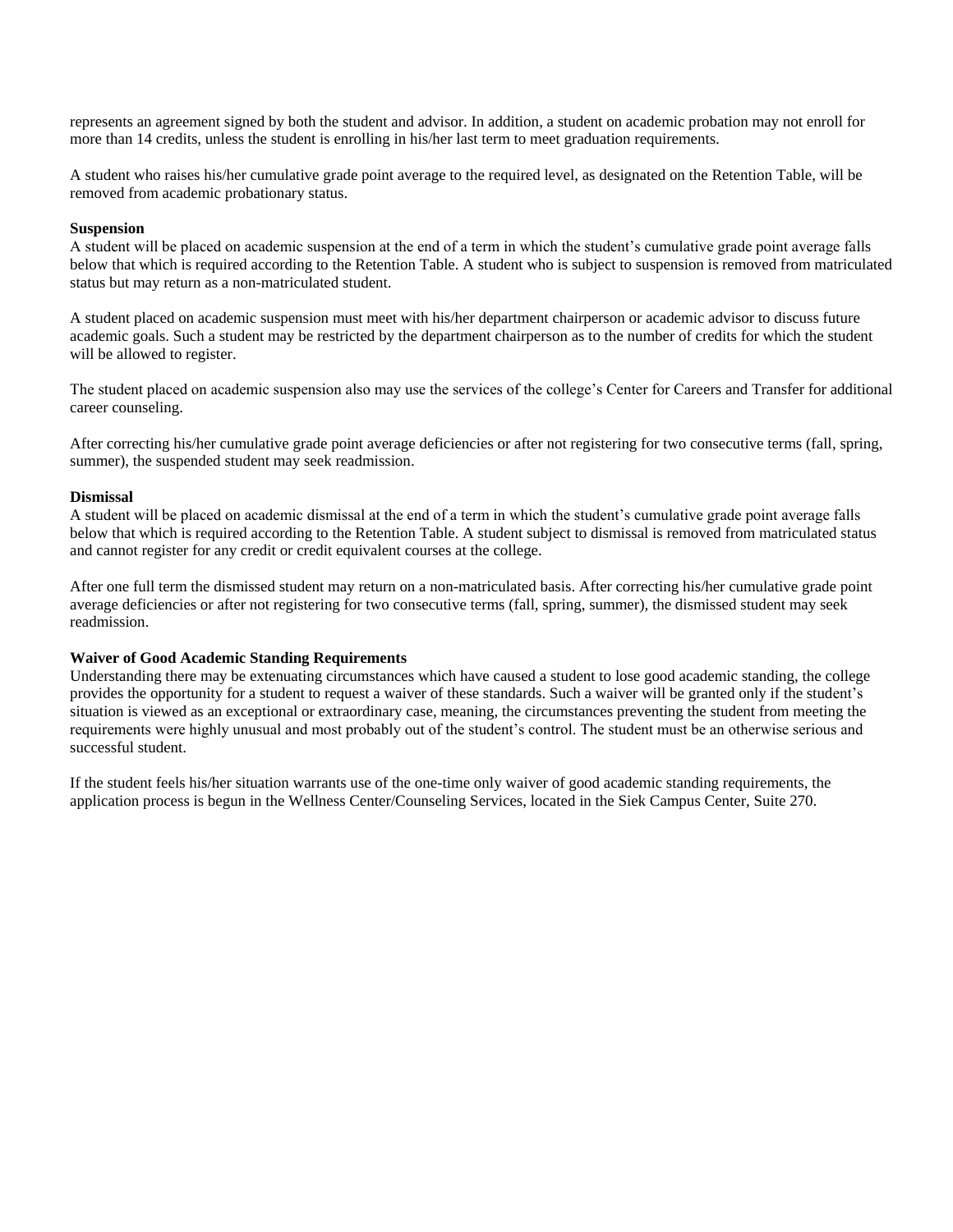represents an agreement signed by both the student and advisor. In addition, a student on academic probation may not enroll for more than 14 credits, unless the student is enrolling in his/her last term to meet graduation requirements.

A student who raises his/her cumulative grade point average to the required level, as designated on the Retention Table, will be removed from academic probationary status.

**Suspension**

A student will be placed on academic suspension at the end of a term in which the student's cumulative grade point average falls below that which is required according to the Retention Table. A student who is subject to suspension is removed from matriculated status but may return as a non-matriculated student.

A student placed on academic suspension must meet with his/her department chairperson or academic advisor to discuss future academic goals. Such a student may be restricted by the department chairperson as to the number of credits for which the student will be allowed to register.

The student placed on academic suspension also may use the services of the college's Center for Careers and Transfer for additional career counseling.

After correcting his/her cumulative grade point average deficiencies or after not registering for two consecutive terms (fall, spring, summer), the suspended student may seek readmission.

**Dismissal**

A student will be placed on academic dismissal at the end of a term in which the student's cumulative grade point average falls below that which is required according to the Retention Table. A student subject to dismissal is removed from matriculated status and cannot register for any credit or credit equivalent courses at the college.

After one full term the dismissed student may return on a non-matriculated basis. After correcting his/her cumulative grade point average deficiencies or after not registering for two consecutive terms (fall, spring, summer), the dismissed student may seek readmission.

**Waiver of Good Academic Standing Requirements**

Understanding there may be extenuating circumstances which have caused a student to lose good academic standing, the college provides the opportunity for a student to request a waiver of these standards. Such a waiver will be granted only if the student's situation is viewed as an exceptional or extraordinary case, meaning, the circumstances preventing the student from meeting the requirements were highly unusual and most probably out of the student's control. The student must be an otherwise serious and successful student.

If the student feels his/her situation warrants use of the one-time only waiver of good academic standing requirements, the application process is begun in the Wellness Center/Counseling Services, located in the Siek Campus Center, Suite 270.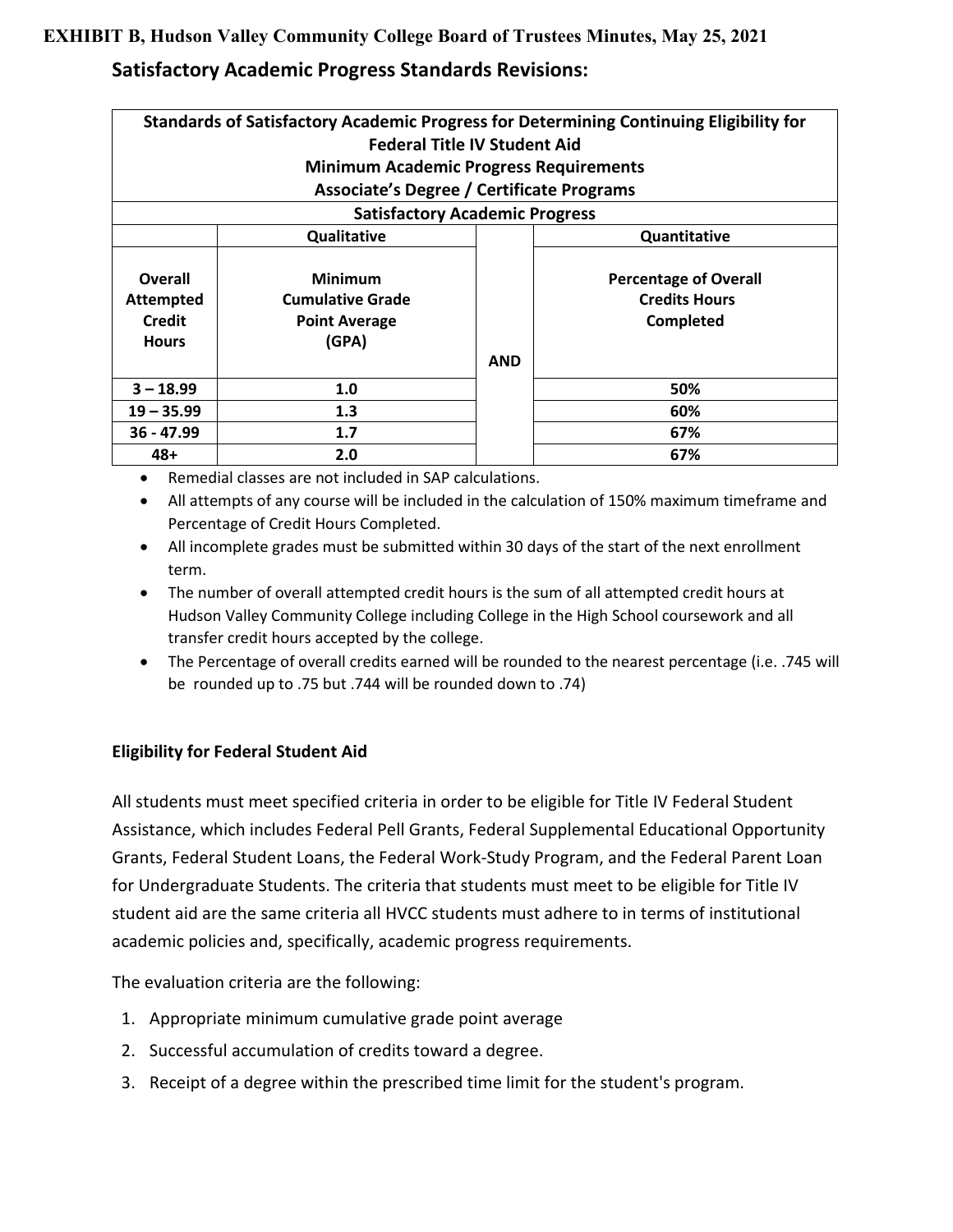**EXHIBIT B, Hudson Valley Community College Board of Trustees Minutes, May 25, 2021**

## Satisfactory Academic Progress Standards Revisions:

| Standards of Satisfactory Academic Progress for Determining Continuing Eligibility for Federal Title IV Student Aid<br>Minimum Academic Progress Requirements<br>Associate's Degree / Certificate Programs | | | |
|---|---|---|---|
| **Satisfactory Academic Progress** | | | |
| | **Qualitative** | | **Quantitative** |
| **Overall Attempted Credit Hours** | **Minimum Cumulative Grade Point Average (GPA)** | **AND** | **Percentage of Overall Credits Hours Completed** |
| **3 – 18.99** | **1.0** | | **50%** |
| **19 – 35.99** | **1.3** | | **60%** |
| **36 - 47.99** | **1.7** | | **67%** |
| **48+** | **2.0** | | **67%** |

- Remedial classes are not included in SAP calculations.
- All attempts of any course will be included in the calculation of 150% maximum timeframe and Percentage of Credit Hours Completed.
- All incomplete grades must be submitted within 30 days of the start of the next enrollment term.
- The number of overall attempted credit hours is the sum of all attempted credit hours at Hudson Valley Community College including College in the High School coursework and all transfer credit hours accepted by the college.
- The Percentage of overall credits earned will be rounded to the nearest percentage (i.e. .745 will be rounded up to .75 but .744 will be rounded down to .74)

### Eligibility for Federal Student Aid

All students must meet specified criteria in order to be eligible for Title IV Federal Student Assistance, which includes Federal Pell Grants, Federal Supplemental Educational Opportunity Grants, Federal Student Loans, the Federal Work-Study Program, and the Federal Parent Loan for Undergraduate Students. The criteria that students must meet to be eligible for Title IV student aid are the same criteria all HVCC students must adhere to in terms of institutional academic policies and, specifically, academic progress requirements.

The evaluation criteria are the following:

1. Appropriate minimum cumulative grade point average
2. Successful accumulation of credits toward a degree.
3. Receipt of a degree within the prescribed time limit for the student's program.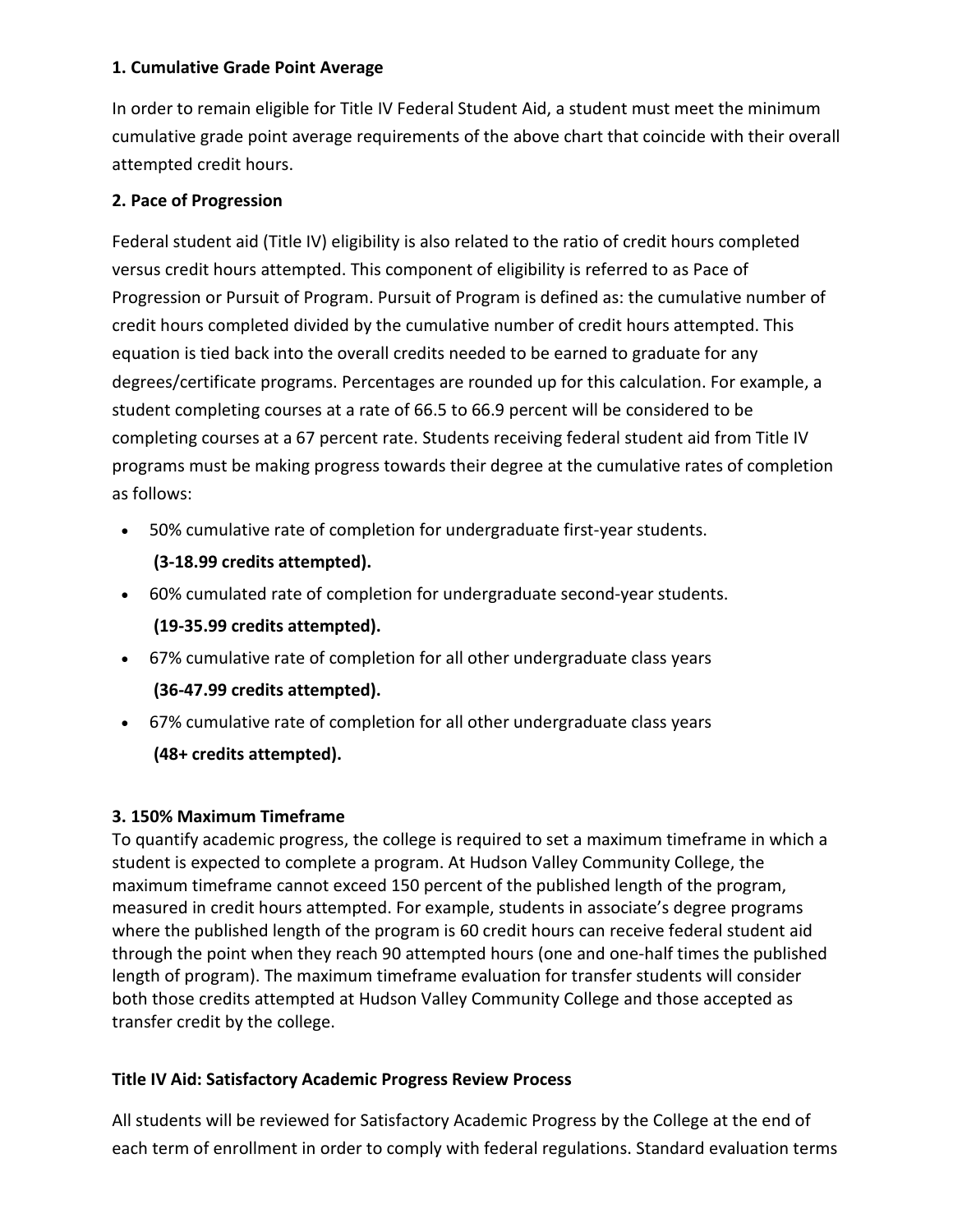**1. Cumulative Grade Point Average**

In order to remain eligible for Title IV Federal Student Aid, a student must meet the minimum cumulative grade point average requirements of the above chart that coincide with their overall attempted credit hours.

**2. Pace of Progression**

Federal student aid (Title IV) eligibility is also related to the ratio of credit hours completed versus credit hours attempted. This component of eligibility is referred to as Pace of Progression or Pursuit of Program. Pursuit of Program is defined as: the cumulative number of credit hours completed divided by the cumulative number of credit hours attempted. This equation is tied back into the overall credits needed to be earned to graduate for any degrees/certificate programs. Percentages are rounded up for this calculation. For example, a student completing courses at a rate of 66.5 to 66.9 percent will be considered to be completing courses at a 67 percent rate. Students receiving federal student aid from Title IV programs must be making progress towards their degree at the cumulative rates of completion as follows:

- 50% cumulative rate of completion for undergraduate first-year students.
  **(3-18.99 credits attempted).**
- 60% cumulated rate of completion for undergraduate second-year students.
  **(19-35.99 credits attempted).**
- 67% cumulative rate of completion for all other undergraduate class years
  **(36-47.99 credits attempted).**
- 67% cumulative rate of completion for all other undergraduate class years
  **(48+ credits attempted).**

**3. 150% Maximum Timeframe**

To quantify academic progress, the college is required to set a maximum timeframe in which a student is expected to complete a program. At Hudson Valley Community College, the maximum timeframe cannot exceed 150 percent of the published length of the program, measured in credit hours attempted. For example, students in associate's degree programs where the published length of the program is 60 credit hours can receive federal student aid through the point when they reach 90 attempted hours (one and one-half times the published length of program). The maximum timeframe evaluation for transfer students will consider both those credits attempted at Hudson Valley Community College and those accepted as transfer credit by the college.

**Title IV Aid: Satisfactory Academic Progress Review Process**

All students will be reviewed for Satisfactory Academic Progress by the College at the end of each term of enrollment in order to comply with federal regulations. Standard evaluation terms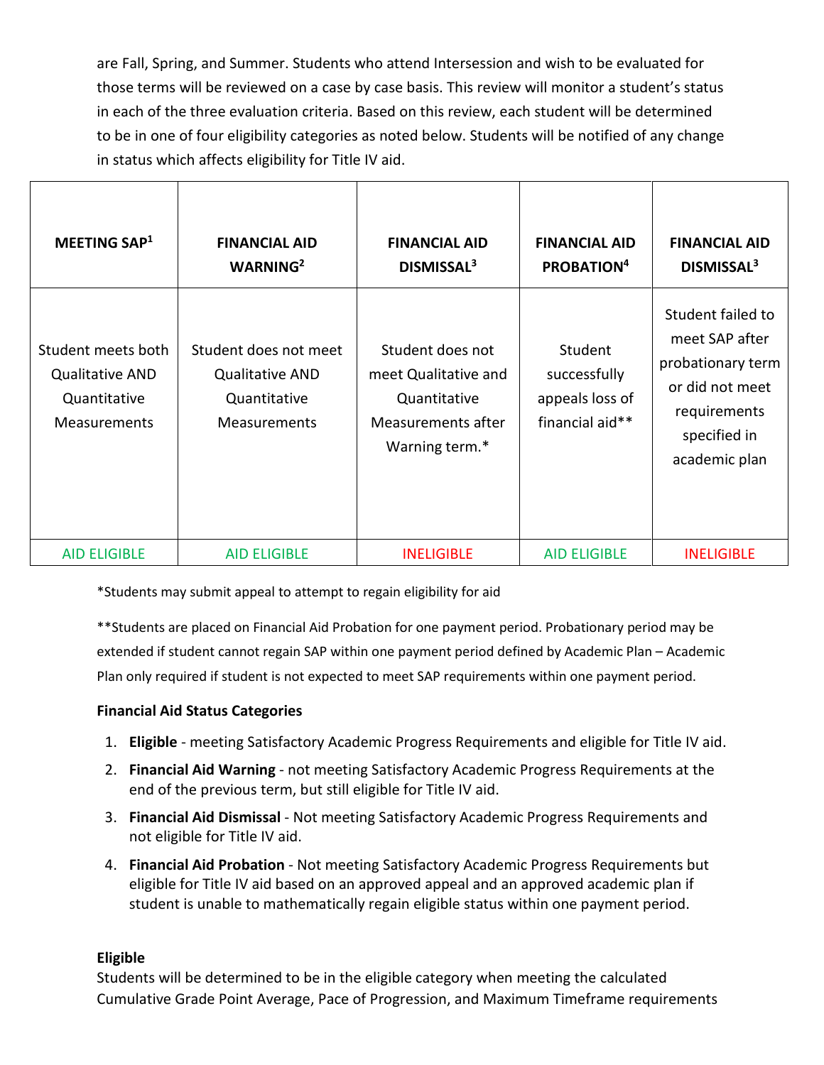are Fall, Spring, and Summer. Students who attend Intersession and wish to be evaluated for those terms will be reviewed on a case by case basis. This review will monitor a student's status in each of the three evaluation criteria. Based on this review, each student will be determined to be in one of four eligibility categories as noted below. Students will be notified of any change in status which affects eligibility for Title IV aid.

| MEETING SAP[1] | FINANCIAL AID WARNING[2] | FINANCIAL AID DISMISSAL[3] | FINANCIAL AID PROBATION[4] | FINANCIAL AID DISMISSAL[3] |
|---|---|---|---|---|
| Student meets both Qualitative AND Quantitative Measurements | Student does not meet Qualitative AND Quantitative Measurements | Student does not meet Qualitative and Quantitative Measurements after Warning term.* | Student successfully appeals loss of financial aid** | Student failed to meet SAP after probationary term or did not meet requirements specified in academic plan |
| AID ELIGIBLE | AID ELIGIBLE | INELIGIBLE | AID ELIGIBLE | INELIGIBLE |

*Students may submit appeal to attempt to regain eligibility for aid

**Students are placed on Financial Aid Probation for one payment period. Probationary period may be extended if student cannot regain SAP within one payment period defined by Academic Plan – Academic Plan only required if student is not expected to meet SAP requirements within one payment period.

**Financial Aid Status Categories**

1. **Eligible** - meeting Satisfactory Academic Progress Requirements and eligible for Title IV aid.
2. **Financial Aid Warning** - not meeting Satisfactory Academic Progress Requirements at the end of the previous term, but still eligible for Title IV aid.
3. **Financial Aid Dismissal** - Not meeting Satisfactory Academic Progress Requirements and not eligible for Title IV aid.
4. **Financial Aid Probation** - Not meeting Satisfactory Academic Progress Requirements but eligible for Title IV aid based on an approved appeal and an approved academic plan if student is unable to mathematically regain eligible status within one payment period.

**Eligible**
Students will be determined to be in the eligible category when meeting the calculated Cumulative Grade Point Average, Pace of Progression, and Maximum Timeframe requirements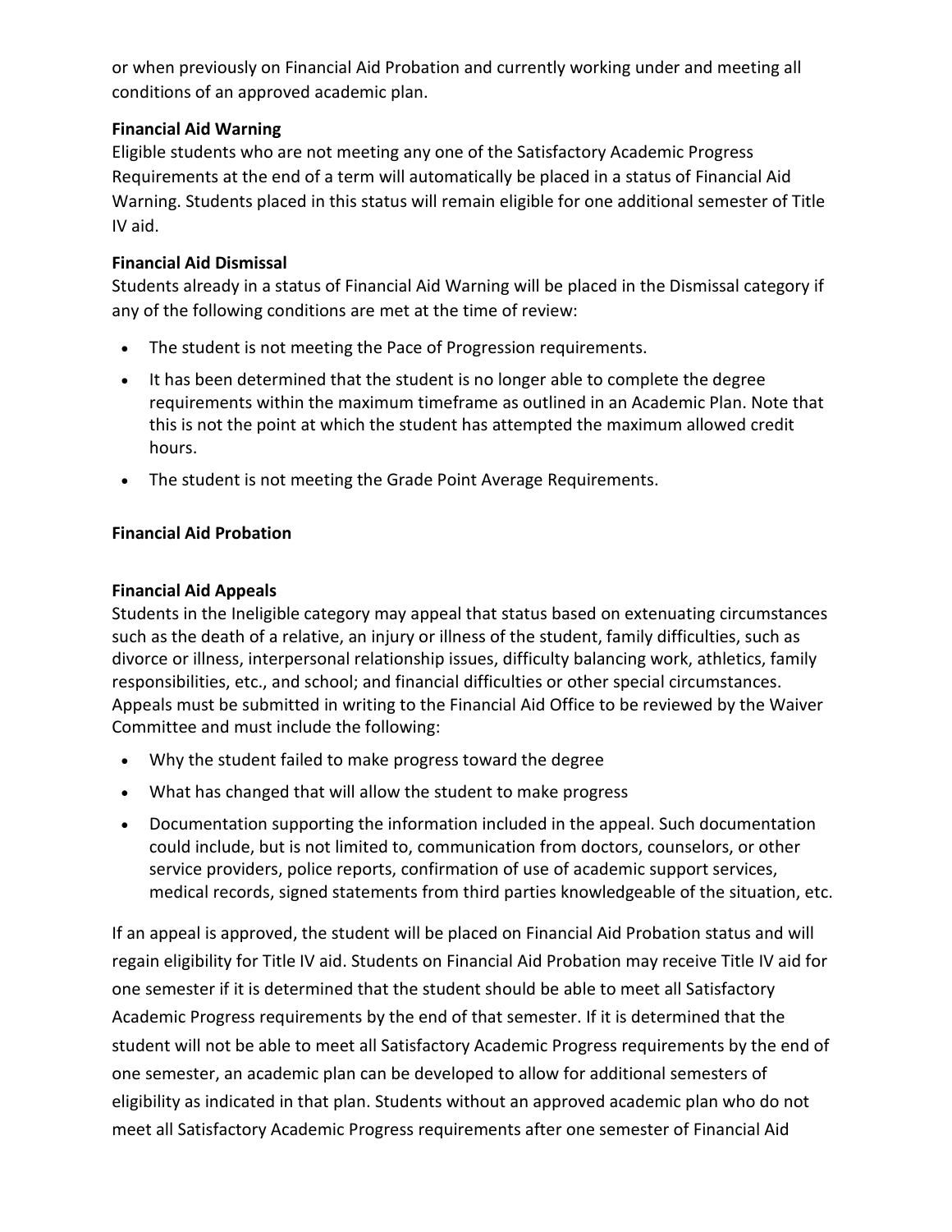or when previously on Financial Aid Probation and currently working under and meeting all conditions of an approved academic plan.

**Financial Aid Warning**

Eligible students who are not meeting any one of the Satisfactory Academic Progress Requirements at the end of a term will automatically be placed in a status of Financial Aid Warning. Students placed in this status will remain eligible for one additional semester of Title IV aid.

**Financial Aid Dismissal**

Students already in a status of Financial Aid Warning will be placed in the Dismissal category if any of the following conditions are met at the time of review:

- The student is not meeting the Pace of Progression requirements.
- It has been determined that the student is no longer able to complete the degree requirements within the maximum timeframe as outlined in an Academic Plan. Note that this is not the point at which the student has attempted the maximum allowed credit hours.
- The student is not meeting the Grade Point Average Requirements.

**Financial Aid Probation**

**Financial Aid Appeals**

Students in the Ineligible category may appeal that status based on extenuating circumstances such as the death of a relative, an injury or illness of the student, family difficulties, such as divorce or illness, interpersonal relationship issues, difficulty balancing work, athletics, family responsibilities, etc., and school; and financial difficulties or other special circumstances. Appeals must be submitted in writing to the Financial Aid Office to be reviewed by the Waiver Committee and must include the following:

- Why the student failed to make progress toward the degree
- What has changed that will allow the student to make progress
- Documentation supporting the information included in the appeal. Such documentation could include, but is not limited to, communication from doctors, counselors, or other service providers, police reports, confirmation of use of academic support services, medical records, signed statements from third parties knowledgeable of the situation, etc.

If an appeal is approved, the student will be placed on Financial Aid Probation status and will regain eligibility for Title IV aid. Students on Financial Aid Probation may receive Title IV aid for one semester if it is determined that the student should be able to meet all Satisfactory Academic Progress requirements by the end of that semester. If it is determined that the student will not be able to meet all Satisfactory Academic Progress requirements by the end of one semester, an academic plan can be developed to allow for additional semesters of eligibility as indicated in that plan. Students without an approved academic plan who do not meet all Satisfactory Academic Progress requirements after one semester of Financial Aid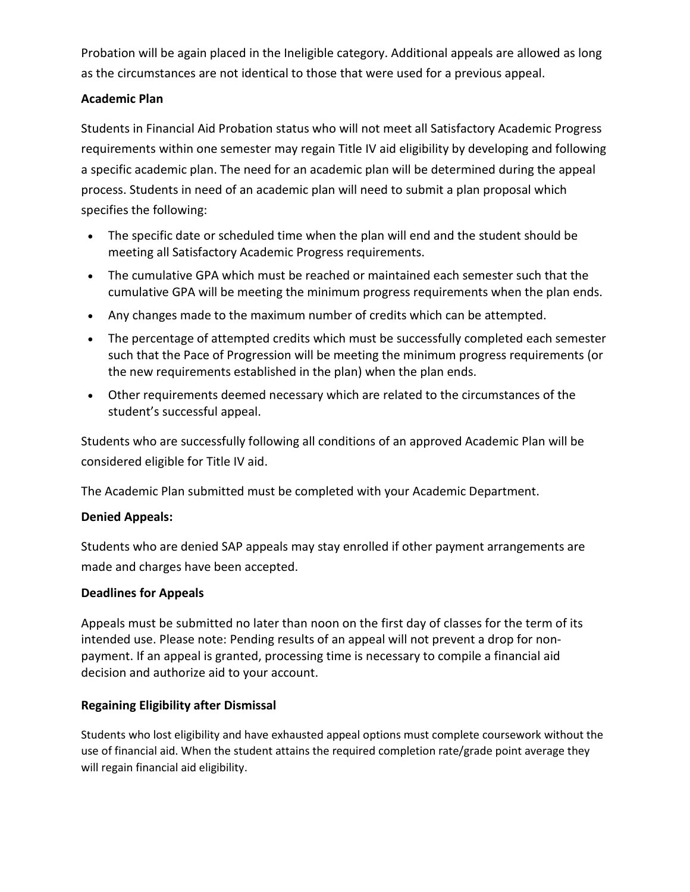Probation will be again placed in the Ineligible category. Additional appeals are allowed as long as the circumstances are not identical to those that were used for a previous appeal.

**Academic Plan**

Students in Financial Aid Probation status who will not meet all Satisfactory Academic Progress requirements within one semester may regain Title IV aid eligibility by developing and following a specific academic plan. The need for an academic plan will be determined during the appeal process. Students in need of an academic plan will need to submit a plan proposal which specifies the following:

- The specific date or scheduled time when the plan will end and the student should be meeting all Satisfactory Academic Progress requirements.
- The cumulative GPA which must be reached or maintained each semester such that the cumulative GPA will be meeting the minimum progress requirements when the plan ends.
- Any changes made to the maximum number of credits which can be attempted.
- The percentage of attempted credits which must be successfully completed each semester such that the Pace of Progression will be meeting the minimum progress requirements (or the new requirements established in the plan) when the plan ends.
- Other requirements deemed necessary which are related to the circumstances of the student's successful appeal.

Students who are successfully following all conditions of an approved Academic Plan will be considered eligible for Title IV aid.

The Academic Plan submitted must be completed with your Academic Department.

**Denied Appeals:**

Students who are denied SAP appeals may stay enrolled if other payment arrangements are made and charges have been accepted.

**Deadlines for Appeals**

Appeals must be submitted no later than noon on the first day of classes for the term of its intended use. Please note: Pending results of an appeal will not prevent a drop for non-payment. If an appeal is granted, processing time is necessary to compile a financial aid decision and authorize aid to your account.

**Regaining Eligibility after Dismissal**

Students who lost eligibility and have exhausted appeal options must complete coursework without the use of financial aid. When the student attains the required completion rate/grade point average they will regain financial aid eligibility.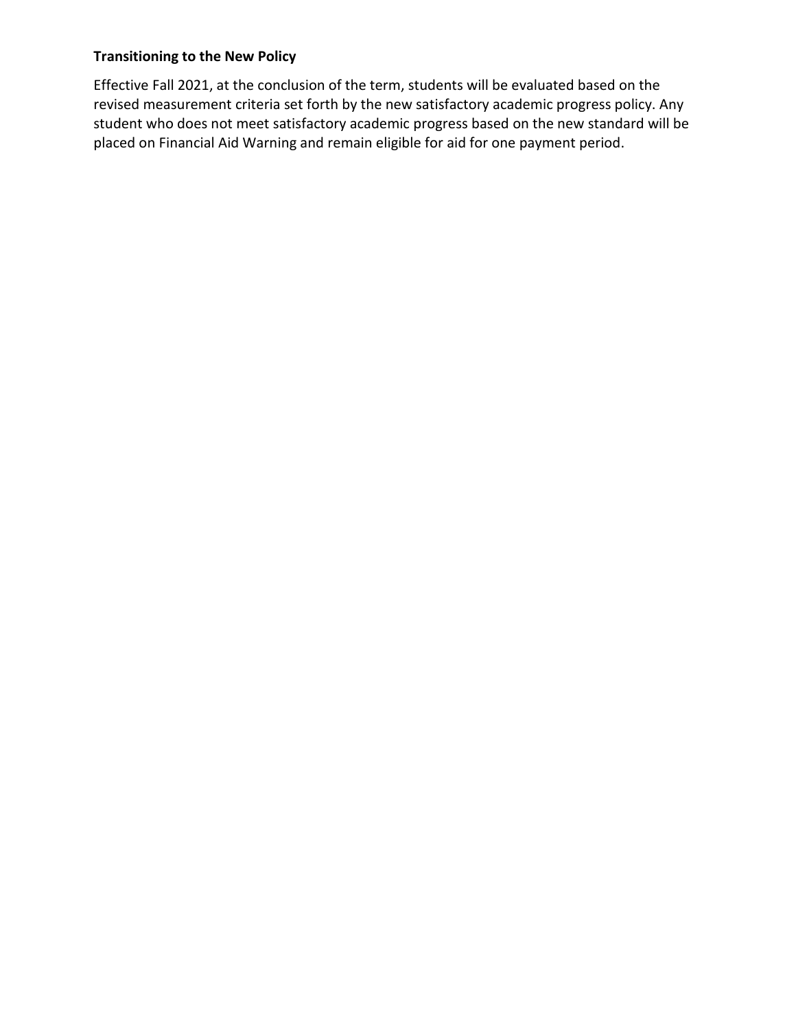### Transitioning to the New Policy

Effective Fall 2021, at the conclusion of the term, students will be evaluated based on the revised measurement criteria set forth by the new satisfactory academic progress policy. Any student who does not meet satisfactory academic progress based on the new standard will be placed on Financial Aid Warning and remain eligible for aid for one payment period.